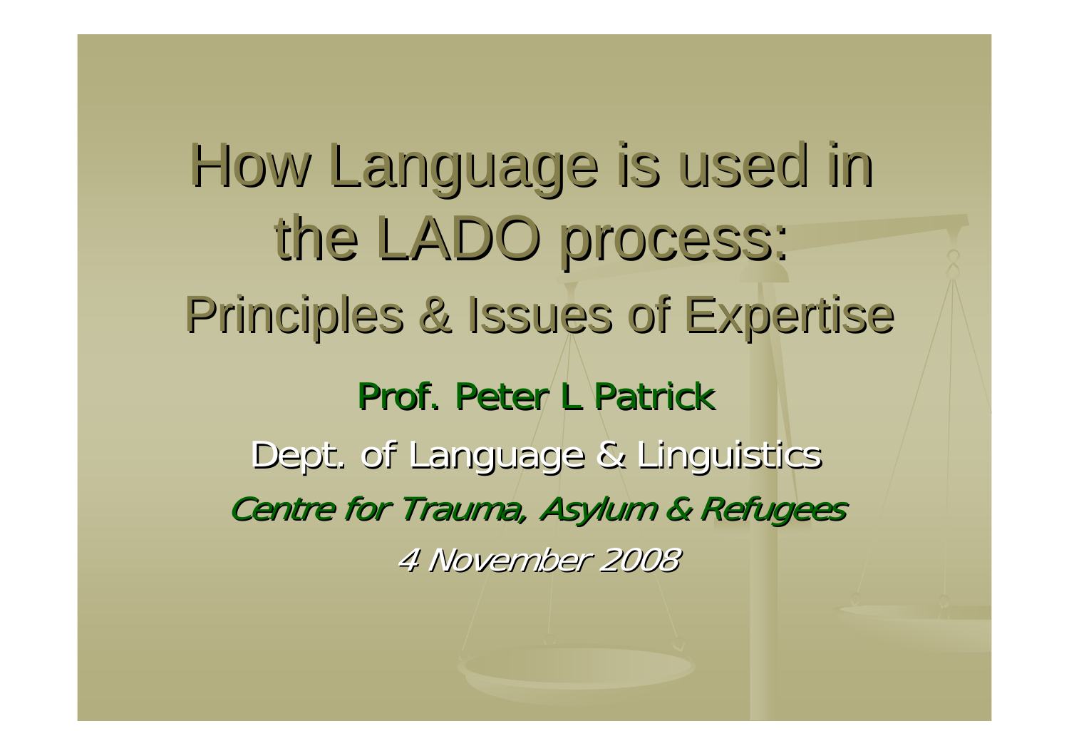# How Language is used in the LADO process: Principles & Issues of Expertise

**Prof. Peter L Patrick**

Dept. of Language & Linguistics

*Centre for Trauma, Asylum & Refugees*

*4 November 2008*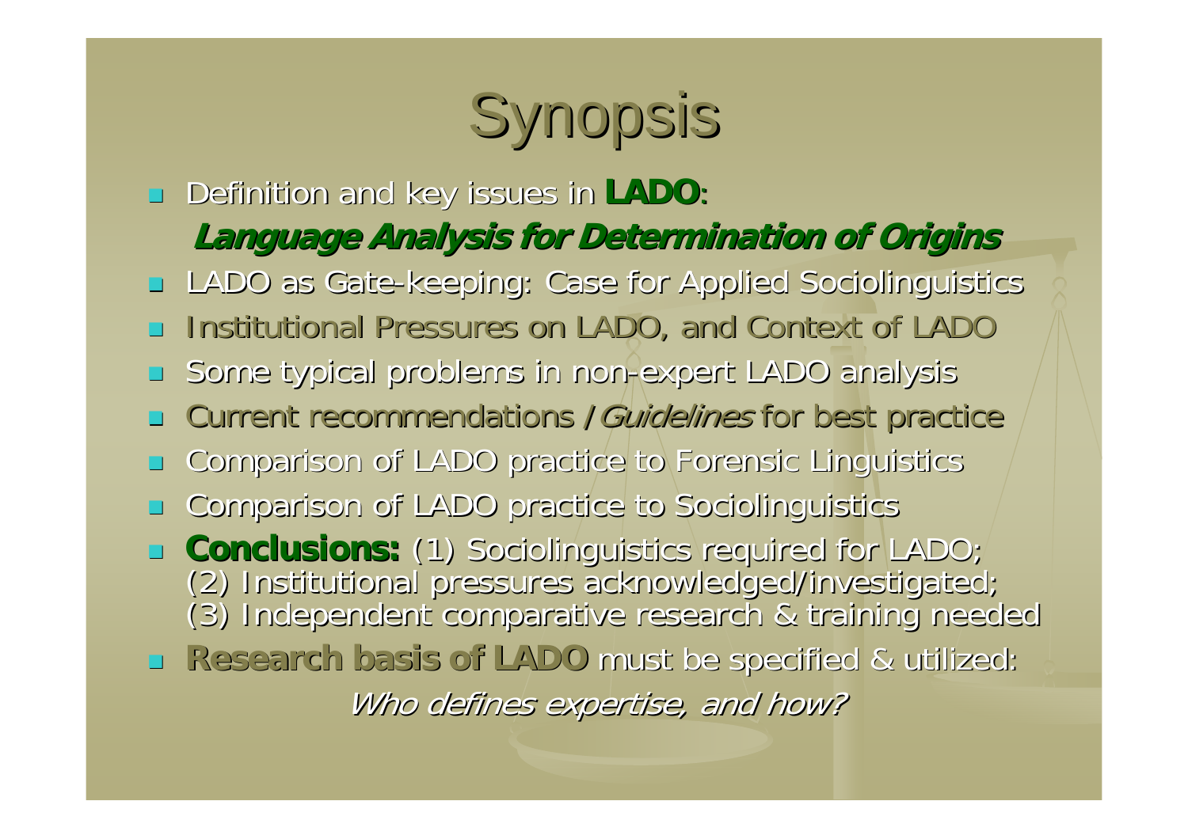# Synopsis

- Definition and key issues in **LADO**:
  ***Language Analysis for Determination of Origins***
- LADO as Gate-keeping: Case for Applied Sociolinguistics
- Institutional Pressures on LADO, and Context of LADO
- Some typical problems in non-expert LADO analysis
- Current recommendations / *Guidelines* for best practice
- Comparison of LADO practice to Forensic Linguistics
- Comparison of LADO practice to Sociolinguistics
- **Conclusions:** (1) Sociolinguistics required for LADO; (2) Institutional pressures acknowledged/investigated; (3) Independent comparative research & training needed
- **Research basis of LADO** must be specified & utilized:
  *Who defines expertise, and how?*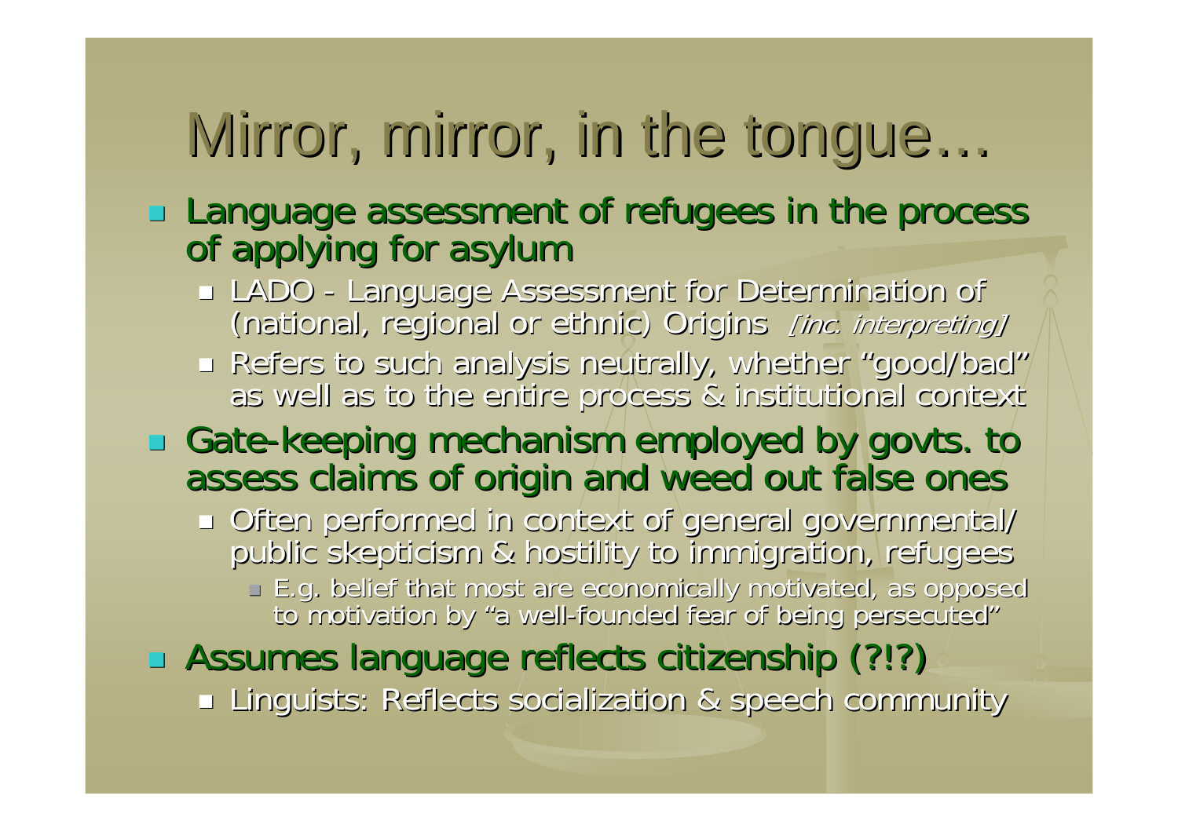# Mirror, mirror, in the tongue…

- Language assessment of refugees in the process of applying for asylum
  - LADO - Language Assessment for Determination of (national, regional or ethnic) Origins *[inc. interpreting]*
  - Refers to such analysis neutrally, whether "good/bad" as well as to the entire process & institutional context
- Gate-keeping mechanism employed by govts. to assess claims of origin and weed out false ones
  - Often performed in context of general governmental/ public skepticism & hostility to immigration, refugees
    - E.g. belief that most are economically motivated, as opposed to motivation by "a well-founded fear of being persecuted"
- Assumes language reflects citizenship (?!?)
  - Linguists: Reflects socialization & speech community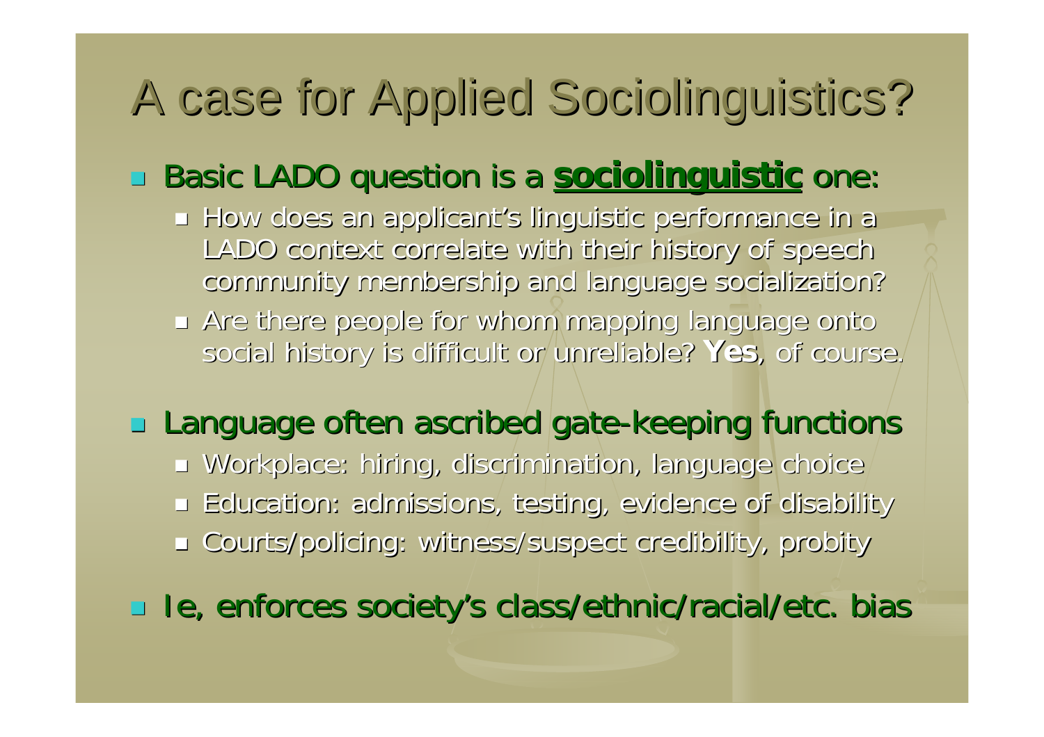# A case for Applied Sociolinguistics?

- Basic LADO question is a **sociolinguistic** one:
  - How does an applicant's linguistic performance in a LADO context correlate with their history of speech community membership and language socialization?
  - Are there people for whom mapping language onto social history is difficult or unreliable? **Yes**, of course.
- Language often ascribed gate-keeping functions
  - Workplace: hiring, discrimination, language choice
  - Education: admissions, testing, evidence of disability
  - Courts/policing: witness/suspect credibility, probity
- Ie, enforces society's class/ethnic/racial/etc. bias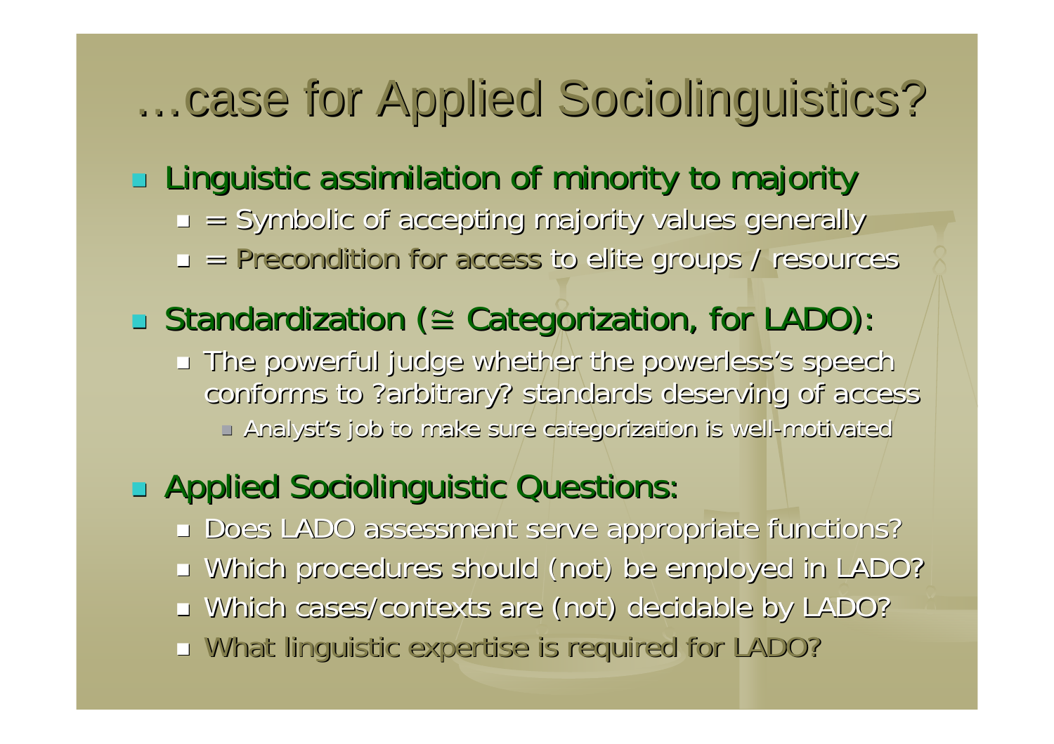# …case for Applied Sociolinguistics?

- Linguistic assimilation of minority to majority
  - = Symbolic of accepting majority values generally
  - = Precondition for access to elite groups / resources
- Standardization (≅ Categorization, for LADO):
  - The powerful judge whether the powerless's speech conforms to ?arbitrary? standards deserving of access
    - Analyst's job to make sure categorization is well-motivated
- Applied Sociolinguistic Questions:
  - Does LADO assessment serve appropriate functions?
  - Which procedures should (not) be employed in LADO?
  - Which cases/contexts are (not) decidable by LADO?
  - What linguistic expertise is required for LADO?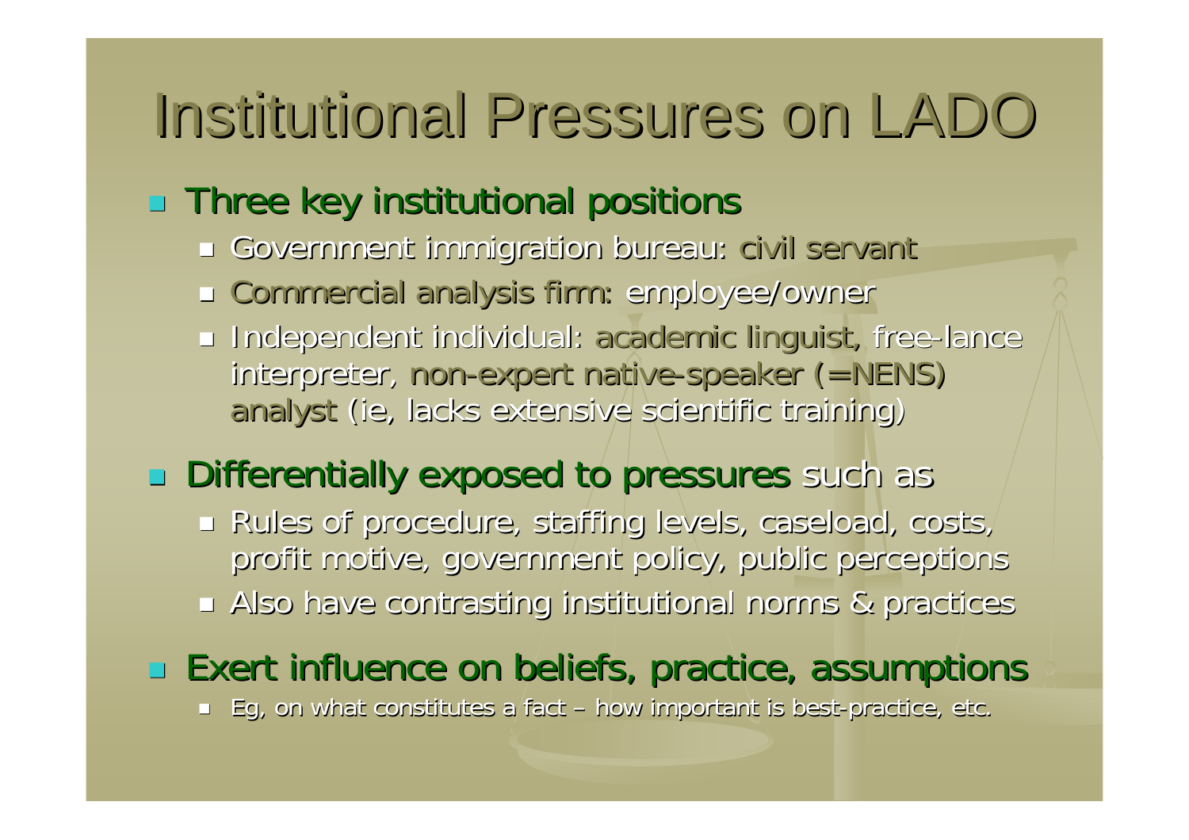# Institutional Pressures on LADO

- Three key institutional positions
  - Government immigration bureau: civil servant
  - Commercial analysis firm: employee/owner
  - Independent individual: academic linguist, free-lance interpreter, non-expert native-speaker (=NENS) analyst (ie, lacks extensive scientific training)
- Differentially exposed to pressures such as
  - Rules of procedure, staffing levels, caseload, costs, profit motive, government policy, public perceptions
  - Also have contrasting institutional norms & practices
- Exert influence on beliefs, practice, assumptions
  - Eg, on what constitutes a fact – how important is best-practice, etc.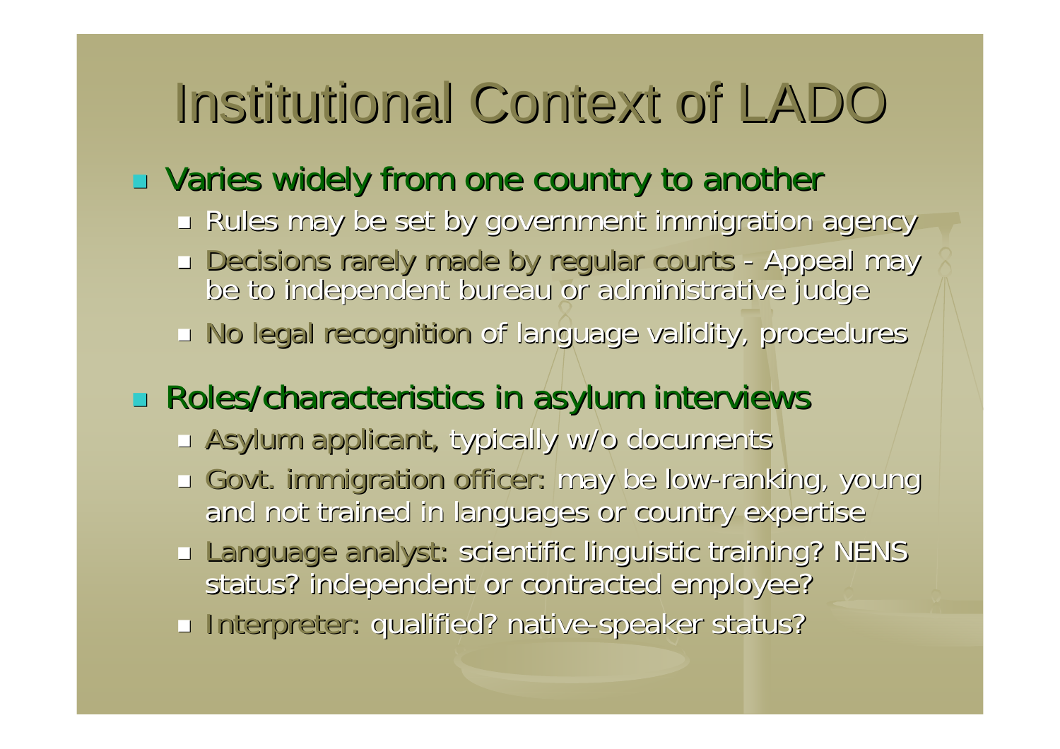# Institutional Context of LADO

- Varies widely from one country to another
  - Rules may be set by government immigration agency
  - Decisions rarely made by regular courts - Appeal may be to independent bureau or administrative judge
  - No legal recognition of language validity, procedures
- Roles/characteristics in asylum interviews
  - Asylum applicant, typically w/o documents
  - Govt. immigration officer: may be low-ranking, young and not trained in languages or country expertise
  - Language analyst: scientific linguistic training? NENS status? independent or contracted employee?
  - Interpreter: qualified? native-speaker status?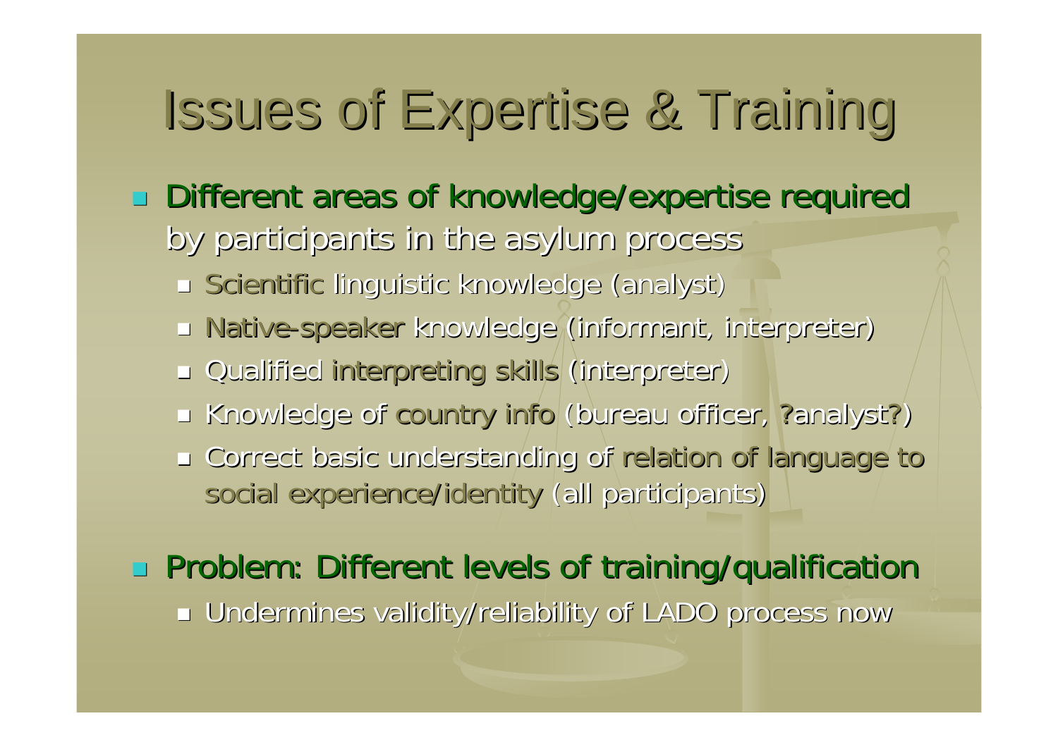# Issues of Expertise & Training

- Different areas of knowledge/expertise required by participants in the asylum process
  - Scientific linguistic knowledge (analyst)
  - Native-speaker knowledge (informant, interpreter)
  - Qualified interpreting skills (interpreter)
  - Knowledge of country info (bureau officer, ?analyst?)
  - Correct basic understanding of relation of language to social experience/identity (all participants)
- Problem: Different levels of training/qualification
  - Undermines validity/reliability of LADO process now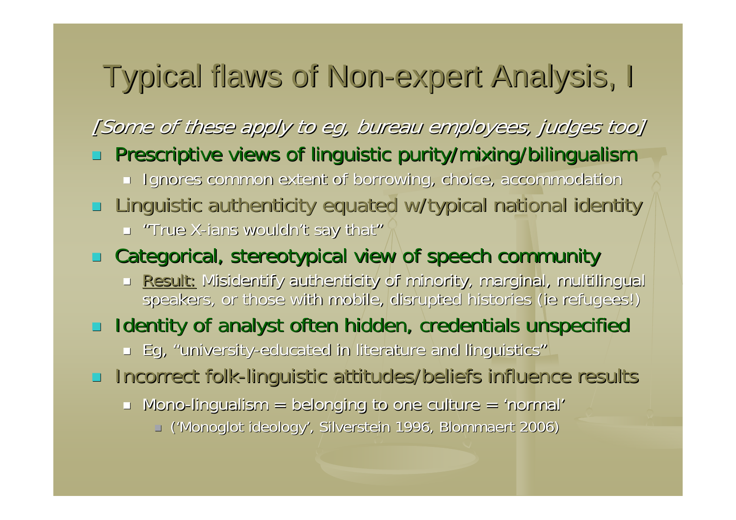# Typical flaws of Non-expert Analysis, I

*[Some of these apply to eg, bureau employees, judges too]*

- Prescriptive views of linguistic purity/mixing/bilingualism
  - Ignores common extent of borrowing, choice, accommodation
- Linguistic authenticity equated w/typical national identity
  - "True X-ians wouldn't say that"
- Categorical, stereotypical view of speech community
  - Result: Misidentify authenticity of minority, marginal, multilingual speakers, or those with mobile, disrupted histories (ie refugees!)
- Identity of analyst often hidden, credentials unspecified
  - Eg, "university-educated in literature and linguistics"
- Incorrect folk-linguistic attitudes/beliefs influence results
  - Mono-lingualism = belonging to one culture = 'normal'
    - ('Monoglot ideology', Silverstein 1996, Blommaert 2006)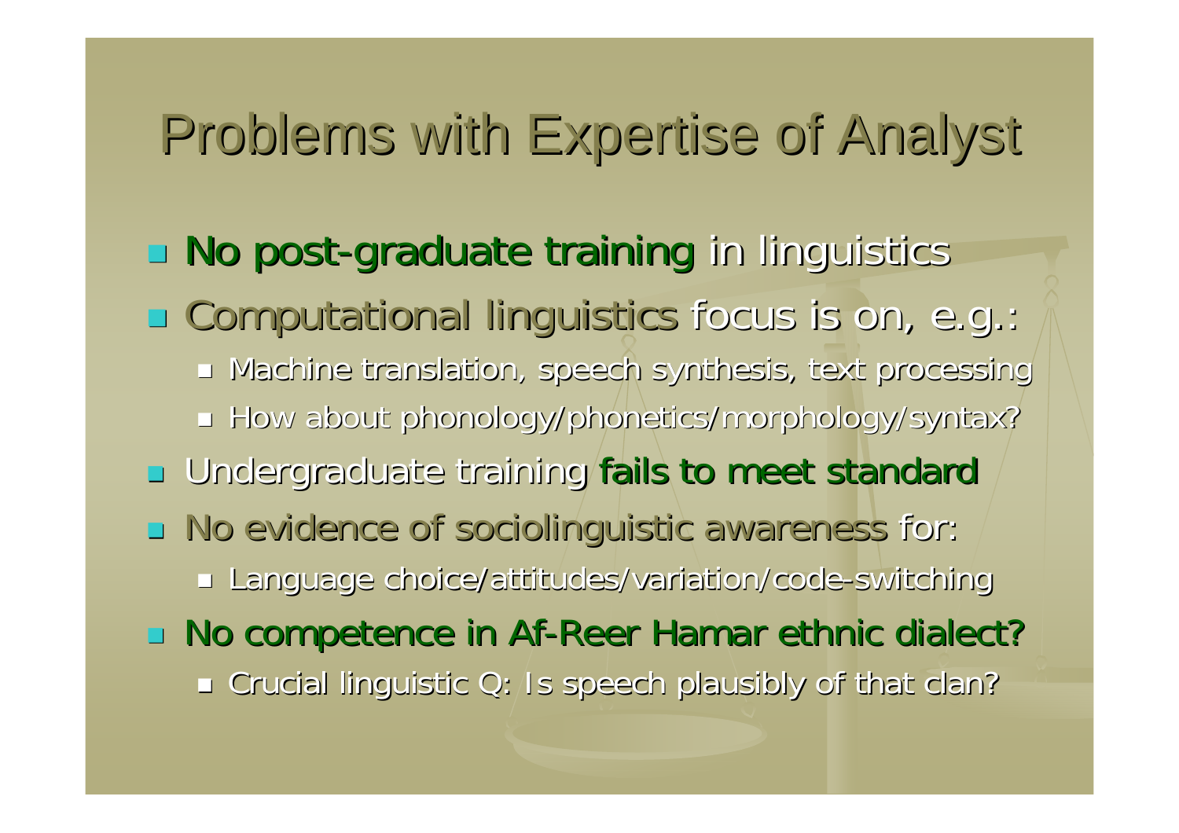# Problems with Expertise of Analyst

- No post-graduate training in linguistics
- Computational linguistics focus is on, e.g.:
  - Machine translation, speech synthesis, text processing
  - How about phonology/phonetics/morphology/syntax?
- Undergraduate training fails to meet standard
- No evidence of sociolinguistic awareness for:
  - Language choice/attitudes/variation/code-switching
- No competence in Af-Reer Hamar ethnic dialect?
  - Crucial linguistic Q: Is speech plausibly of that clan?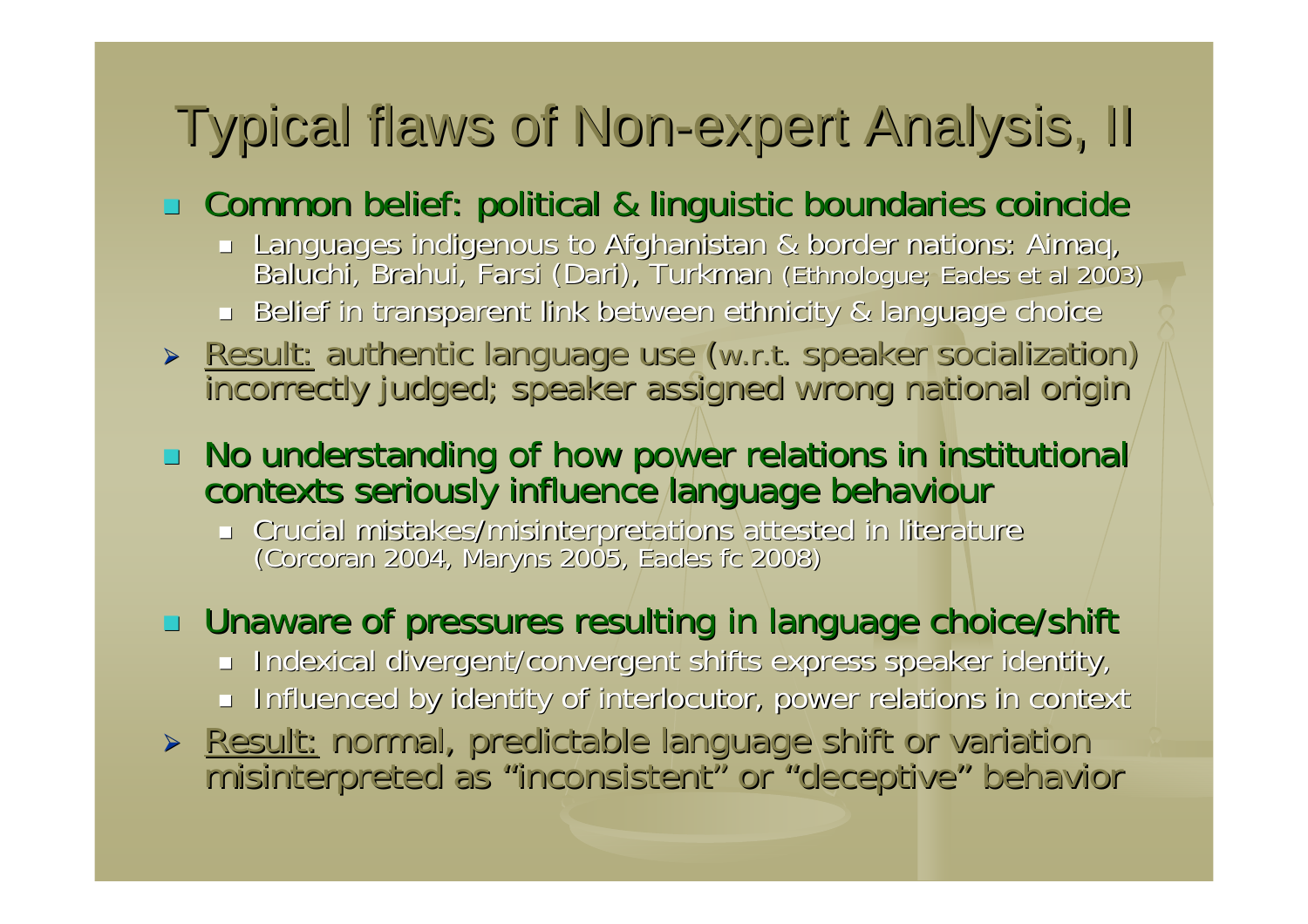# Typical flaws of Non-expert Analysis, II

- Common belief: political & linguistic boundaries coincide
  - Languages indigenous to Afghanistan & border nations: Aimaq, Baluchi, Brahui, Farsi (Dari), Turkman (Ethnologue; Eades et al 2003)
  - Belief in transparent link between ethnicity & language choice
- Result: authentic language use (w.r.t. speaker socialization) incorrectly judged; speaker assigned wrong national origin

- No understanding of how power relations in institutional contexts seriously influence language behaviour
  - Crucial mistakes/misinterpretations attested in literature (Corcoran 2004, Maryns 2005, Eades fc 2008)

- Unaware of pressures resulting in language choice/shift
  - Indexical divergent/convergent shifts express speaker identity,
  - Influenced by identity of interlocutor, power relations in context
- Result: normal, predictable language shift or variation misinterpreted as "inconsistent" or "deceptive" behavior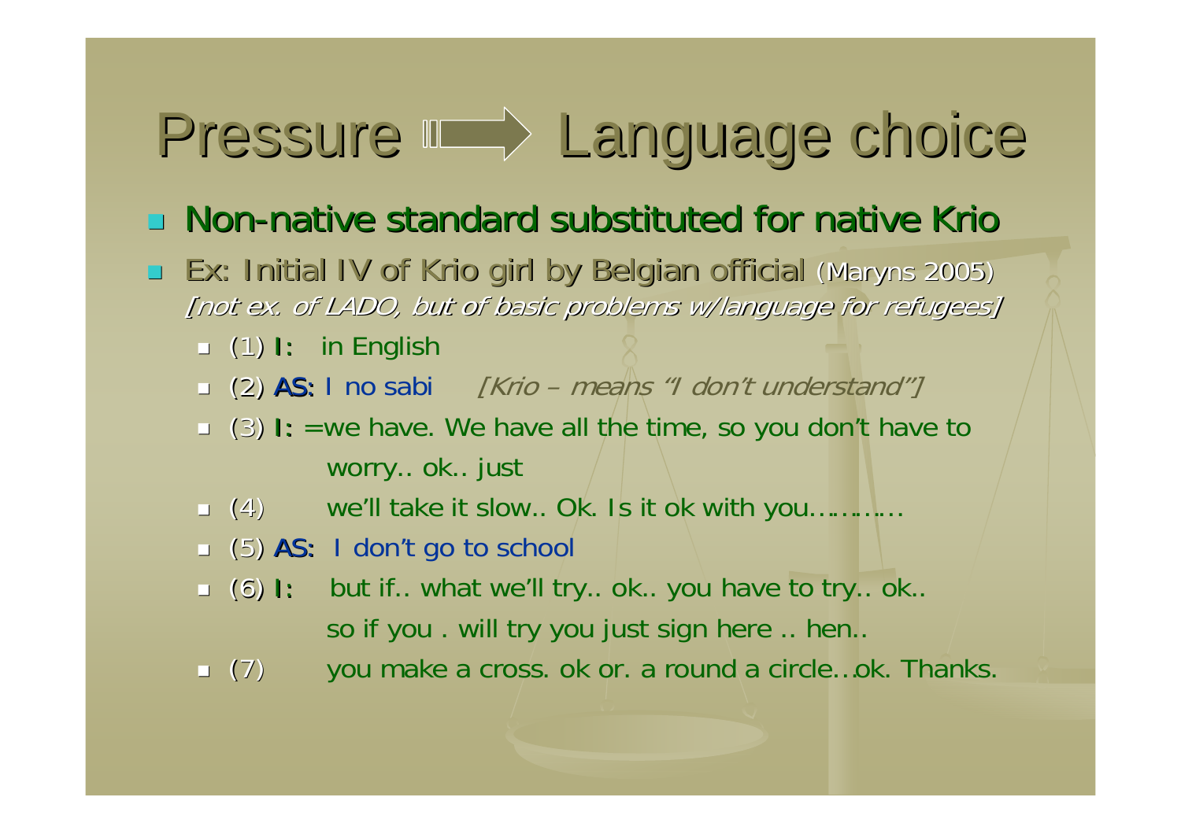# Pressure ⟹ Language choice

- **Non-native standard substituted for native Krio**
- Ex: Initial IV of Krio girl by Belgian official (Maryns 2005) *[not ex. of LADO, but of basic problems w/language for refugees]*
  - (1) I: in English
  - (2) AS: I no sabi *[Krio – means "I don't understand"]*
  - (3) I: =we have. We have all the time, so you don't have to worry.. ok.. just
  - (4) we'll take it slow.. Ok. Is it ok with you…………
  - (5) AS: I don't go to school
  - (6) I: but if.. what we'll try.. ok.. you have to try.. ok.. so if you . will try you just sign here .. hen..
  - (7) you make a cross. ok or. a round a circle…ok. Thanks.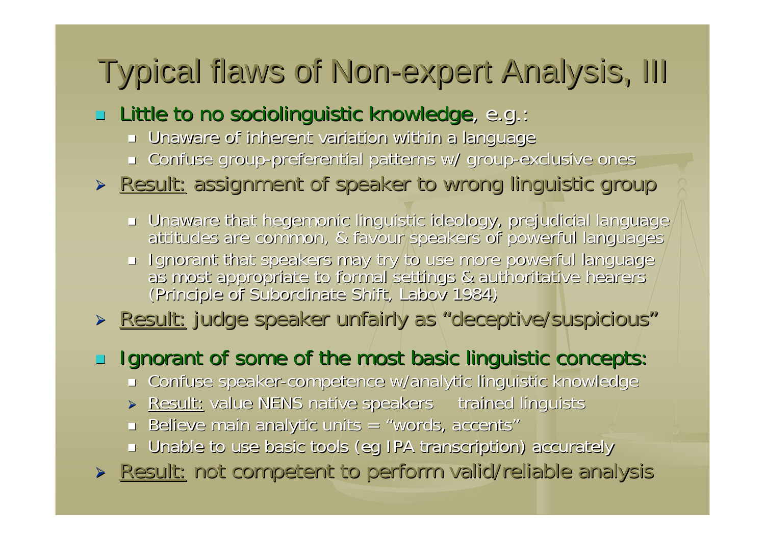# Typical flaws of Non-expert Analysis, III

- Little to no sociolinguistic knowledge, e.g.:
  - Unaware of inherent variation within a language
  - Confuse group-preferential patterns w/ group-exclusive ones
- Result: assignment of speaker to wrong linguistic group
  - Unaware that hegemonic linguistic ideology, prejudicial language attitudes are common, & favour speakers of powerful languages
  - Ignorant that speakers may try to use more powerful language as most appropriate to formal settings & authoritative hearers (Principle of Subordinate Shift, Labov 1984)
- Result: judge speaker unfairly as "deceptive/suspicious"
- Ignorant of some of the most basic linguistic concepts:
  - Confuse speaker-competence w/analytic linguistic knowledge
  - Result: value NENS native speakers trained linguists
  - Believe main analytic units = "words, accents"
  - Unable to use basic tools (eg IPA transcription) accurately
- Result: not competent to perform valid/reliable analysis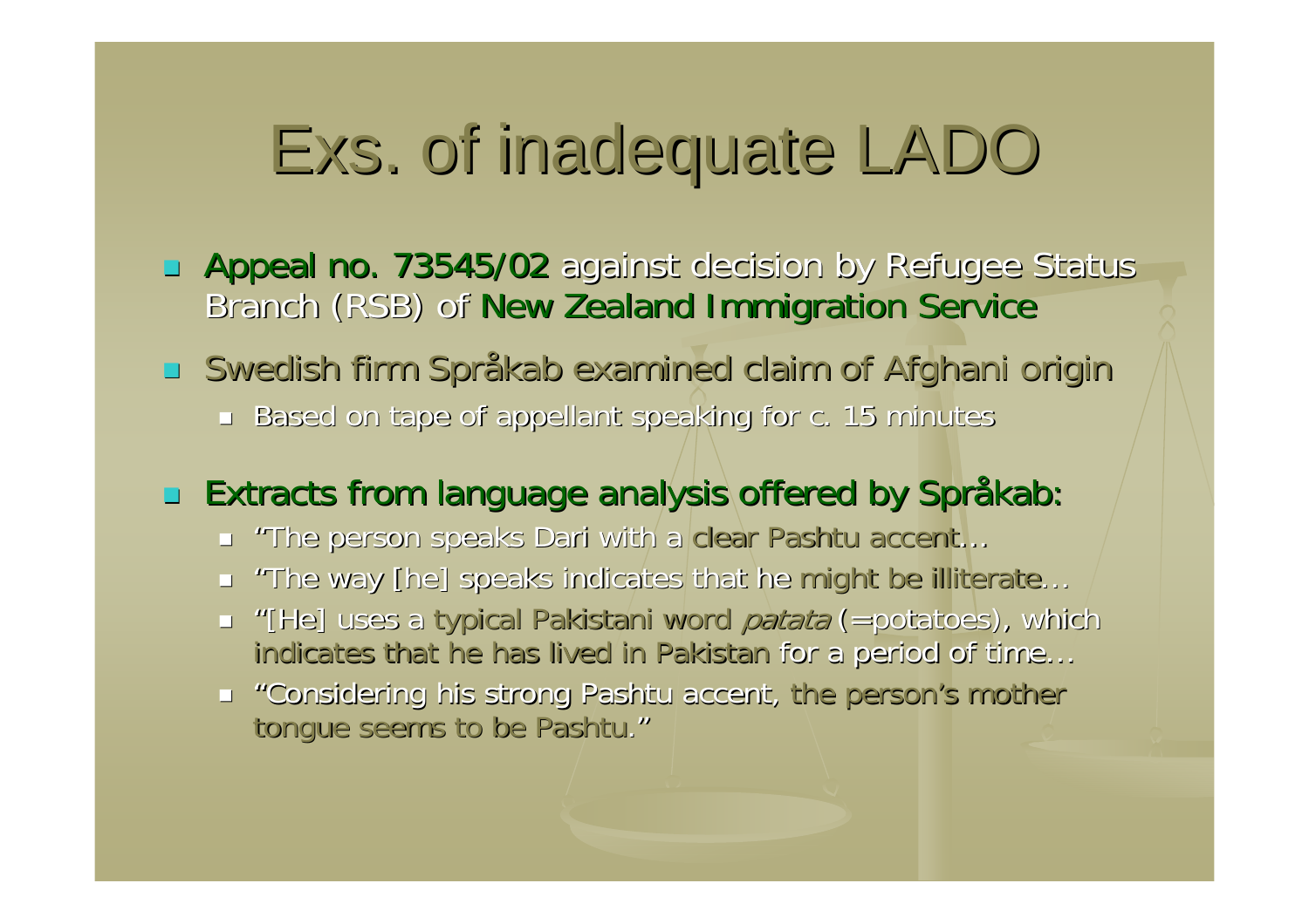# Exs. of inadequate LADO

- Appeal no. 73545/02 against decision by Refugee Status Branch (RSB) of New Zealand Immigration Service
- Swedish firm Språkab examined claim of Afghani origin
  - Based on tape of appellant speaking for c. 15 minutes
- Extracts from language analysis offered by Språkab:
  - "The person speaks Dari with a clear Pashtu accent…
  - "The way [he] speaks indicates that he might be illiterate…
  - "[He] uses a typical Pakistani word *patata* (=potatoes), which indicates that he has lived in Pakistan for a period of time…
  - "Considering his strong Pashtu accent, the person's mother tongue seems to be Pashtu."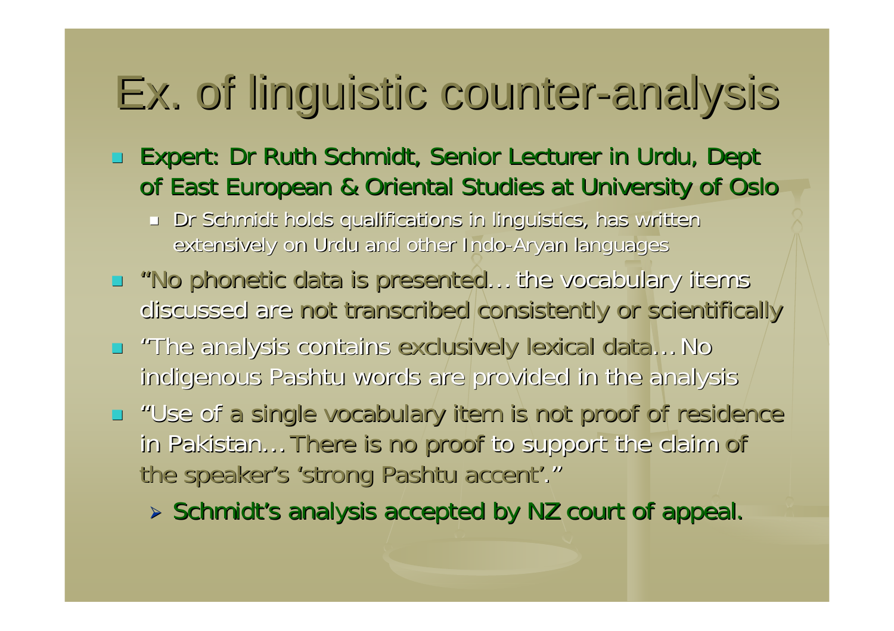# Ex. of linguistic counter-analysis

- Expert: Dr Ruth Schmidt, Senior Lecturer in Urdu, Dept of East European & Oriental Studies at University of Oslo
  - Dr Schmidt holds qualifications in linguistics, has written extensively on Urdu and other Indo-Aryan languages
- "No phonetic data is presented… the vocabulary items discussed are not transcribed consistently or scientifically
- "The analysis contains exclusively lexical data… No indigenous Pashtu words are provided in the analysis
- "Use of a single vocabulary item is not proof of residence in Pakistan… There is no proof to support the claim of the speaker's 'strong Pashtu accent'."
  - Schmidt's analysis accepted by NZ court of appeal.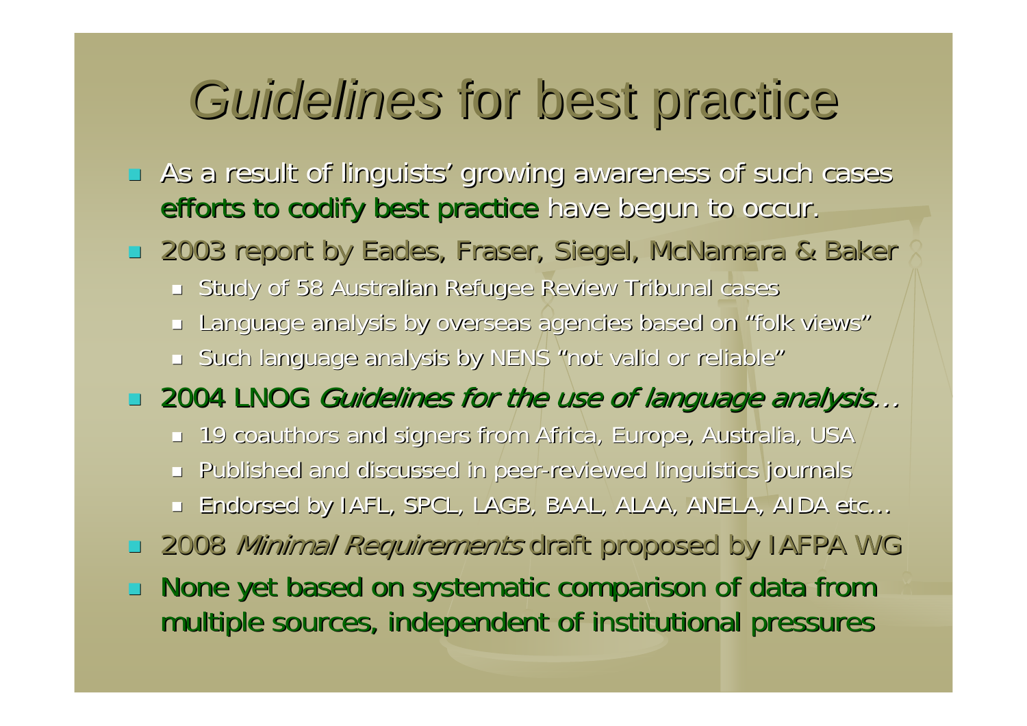# *Guidelines* for best practice

- As a result of linguists' growing awareness of such cases efforts to codify best practice have begun to occur.
- 2003 report by Eades, Fraser, Siegel, McNamara & Baker
  - Study of 58 Australian Refugee Review Tribunal cases
  - Language analysis by overseas agencies based on "folk views"
  - Such language analysis by NENS "not valid or reliable"
- 2004 LNOG *Guidelines for the use of language analysis…*
  - 19 coauthors and signers from Africa, Europe, Australia, USA
  - Published and discussed in peer-reviewed linguistics journals
  - Endorsed by IAFL, SPCL, LAGB, BAAL, ALAA, ANELA, AIDA etc…
- 2008 *Minimal Requirements* draft proposed by IAFPA WG
- None yet based on systematic comparison of data from multiple sources, independent of institutional pressures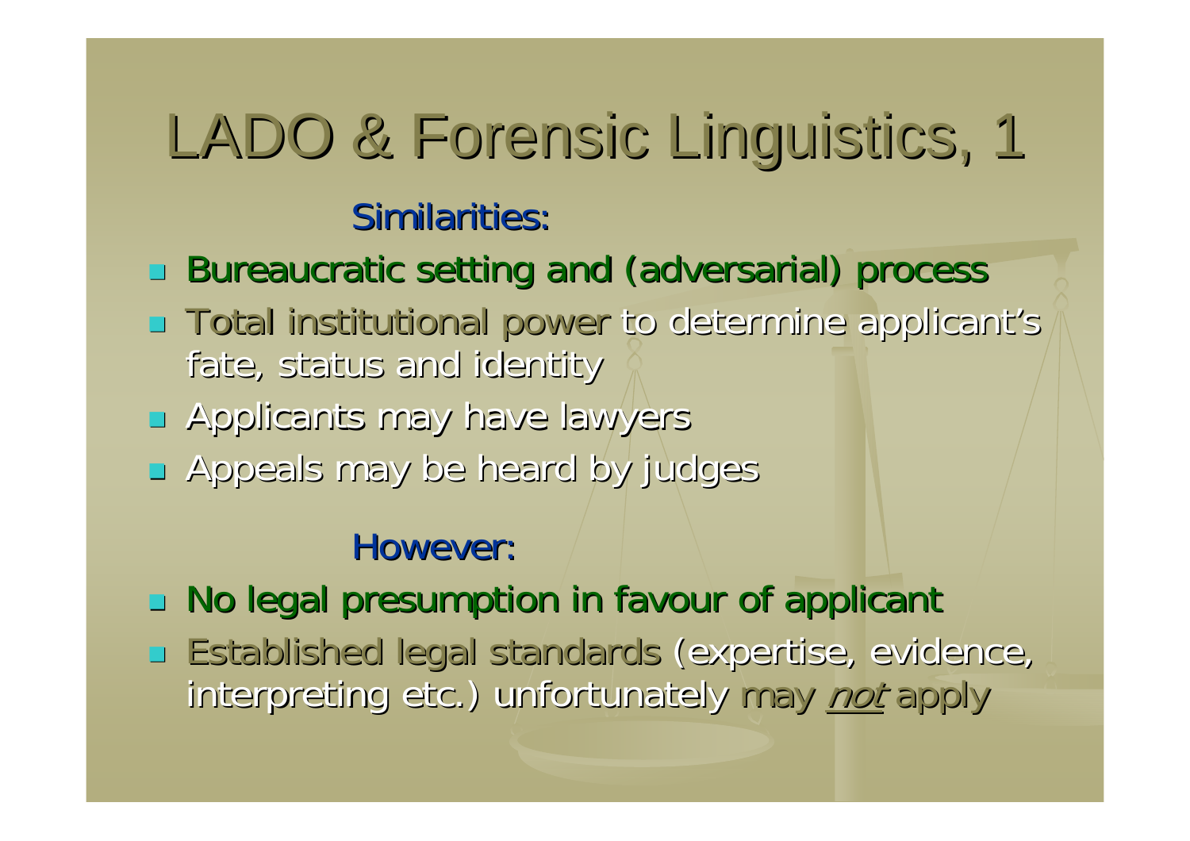# LADO & Forensic Linguistics, 1

### Similarities:

- Bureaucratic setting and (adversarial) process
- Total institutional power to determine applicant's fate, status and identity
- Applicants may have lawyers
- Appeals may be heard by judges

### However:

- No legal presumption in favour of applicant
- Established legal standards (expertise, evidence, interpreting etc.) unfortunately may *not* apply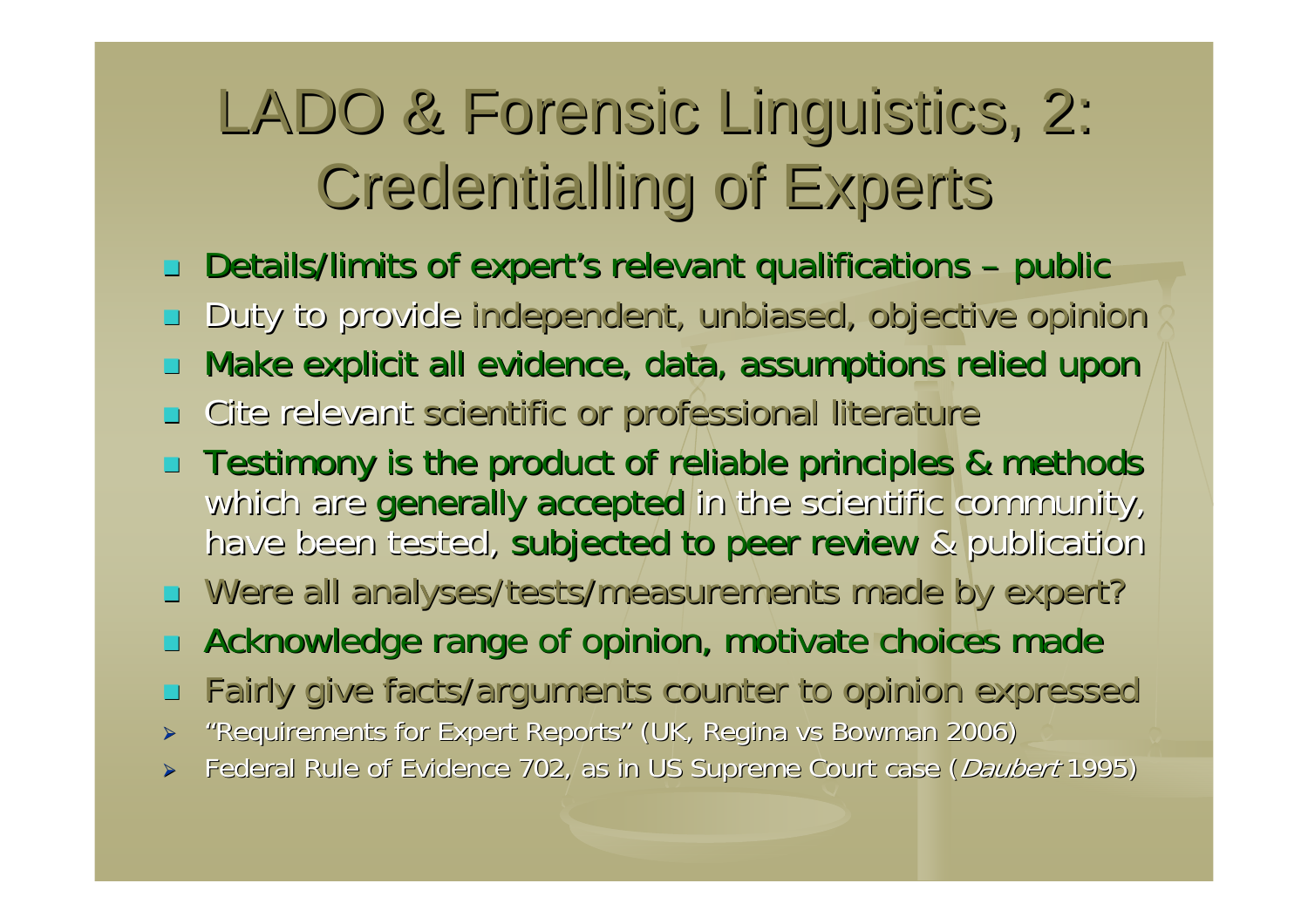# LADO & Forensic Linguistics, 2: Credentialling of Experts

- Details/limits of expert's relevant qualifications – public
- Duty to provide independent, unbiased, objective opinion
- Make explicit all evidence, data, assumptions relied upon
- Cite relevant scientific or professional literature
- Testimony is the product of reliable principles & methods which are generally accepted in the scientific community, have been tested, subjected to peer review & publication
- Were all analyses/tests/measurements made by expert?
- Acknowledge range of opinion, motivate choices made
- Fairly give facts/arguments counter to opinion expressed
  - "Requirements for Expert Reports" (UK, Regina vs Bowman 2006)
  - Federal Rule of Evidence 702, as in US Supreme Court case (*Daubert* 1995)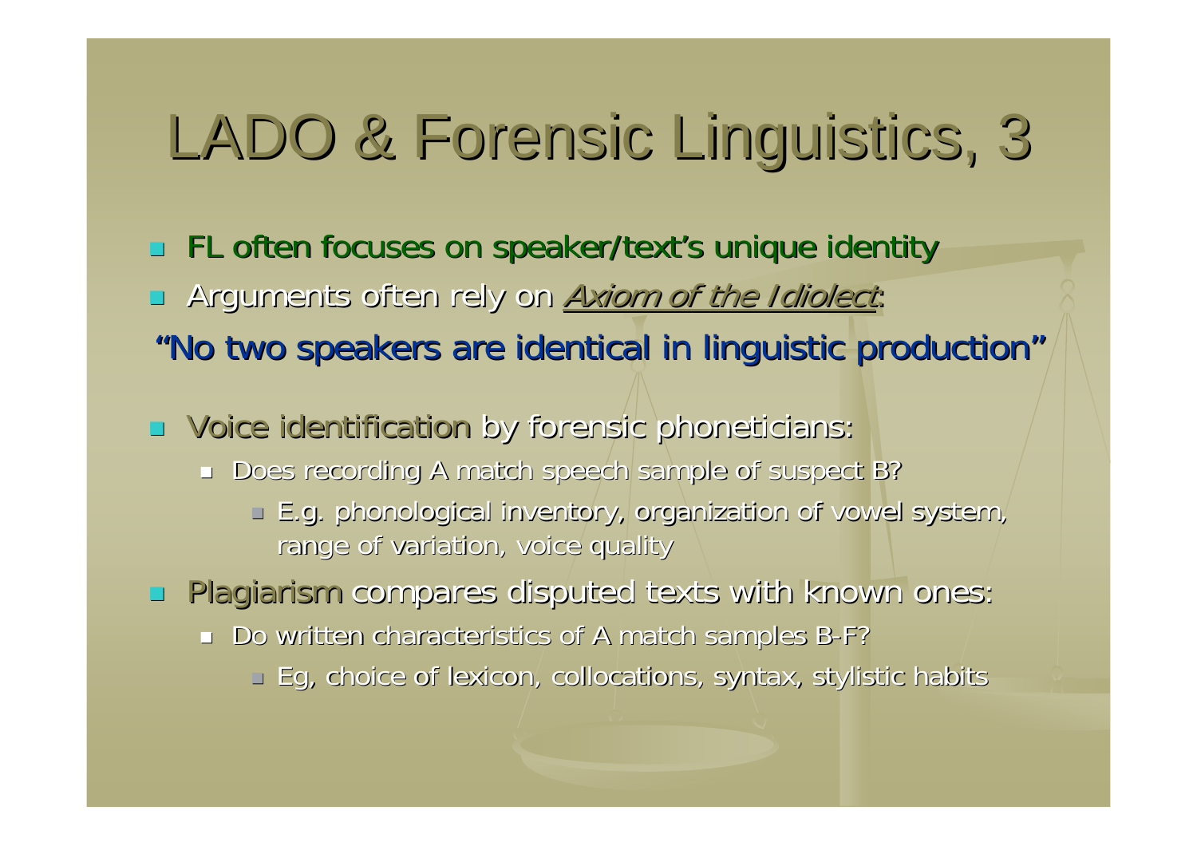# LADO & Forensic Linguistics, 3

- FL often focuses on speaker/text's unique identity
- Arguments often rely on *Axiom of the Idiolect*:

"No two speakers are identical in linguistic production"

- Voice identification by forensic phoneticians:
  - Does recording A match speech sample of suspect B?
    - E.g. phonological inventory, organization of vowel system, range of variation, voice quality
- Plagiarism compares disputed texts with known ones:
  - Do written characteristics of A match samples B-F?
    - Eg, choice of lexicon, collocations, syntax, stylistic habits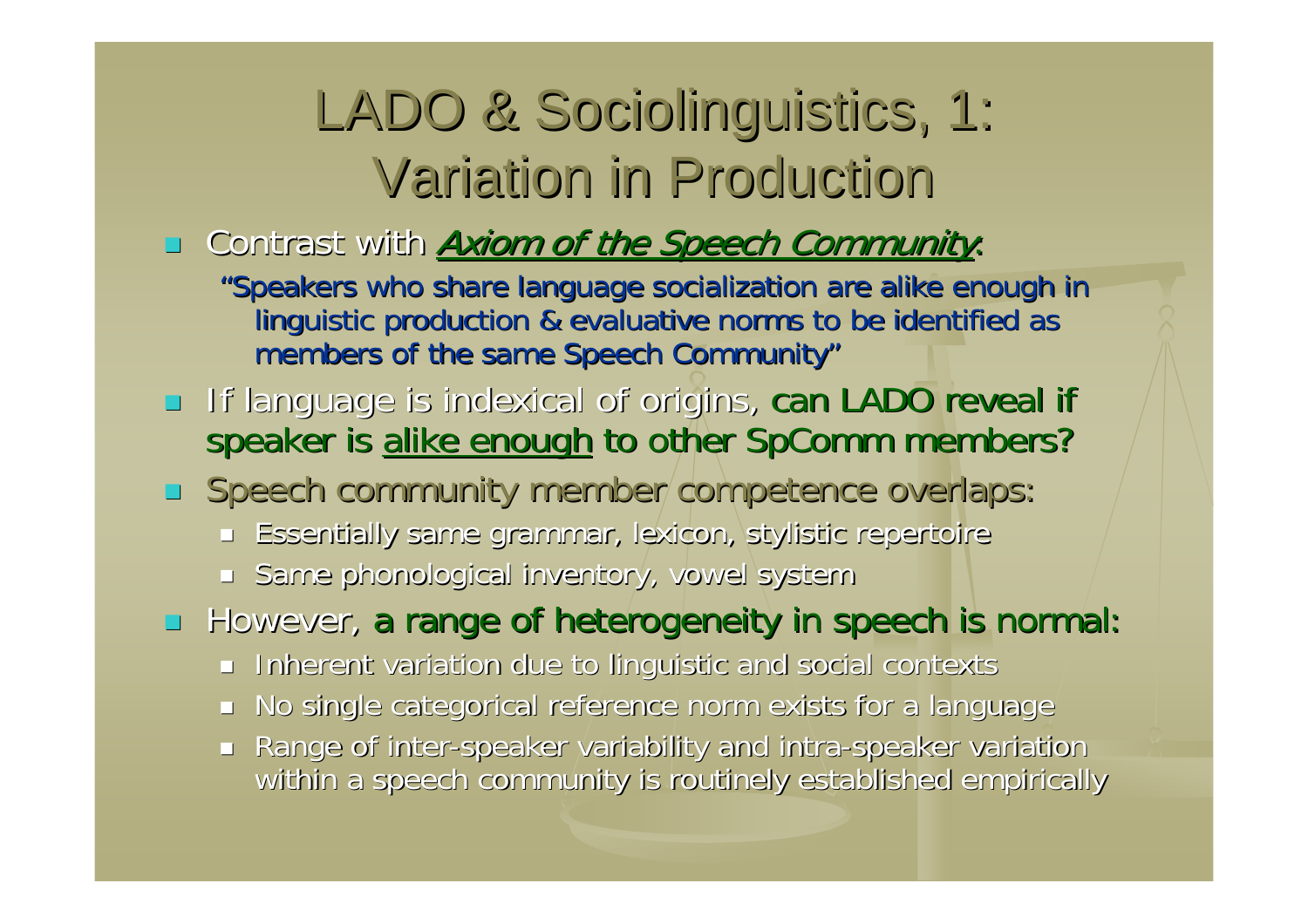# LADO & Sociolinguistics, 1: Variation in Production

- Contrast with ***Axiom of the Speech Community***:
  "Speakers who share language socialization are alike enough in linguistic production & evaluative norms to be identified as members of the same Speech Community"
- If language is indexical of origins, can LADO reveal if speaker is alike enough to other SpComm members?
- Speech community member competence overlaps:
  - Essentially same grammar, lexicon, stylistic repertoire
  - Same phonological inventory, vowel system
- However, a range of heterogeneity in speech is normal:
  - Inherent variation due to linguistic and social contexts
  - No single categorical reference norm exists for a language
  - Range of inter-speaker variability and intra-speaker variation within a speech community is routinely established empirically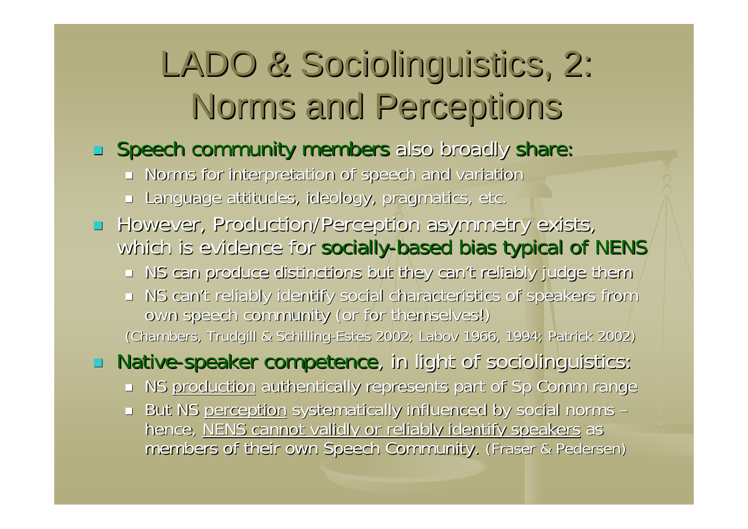# LADO & Sociolinguistics, 2: Norms and Perceptions

- Speech community members also broadly share:
  - Norms for interpretation of speech and variation
  - Language attitudes, ideology, pragmatics, etc.
- However, Production/Perception asymmetry exists, which is evidence for socially-based bias typical of NENS
  - NS can produce distinctions but they can't reliably judge them
  - NS can't reliably identify social characteristics of speakers from own speech community (or for themselves!)

  (Chambers, Trudgill & Schilling-Estes 2002; Labov 1966, 1994; Patrick 2002)
- Native-speaker competence, in light of sociolinguistics:
  - NS production authentically represents part of Sp Comm range
  - But NS perception systematically influenced by social norms – hence, NENS cannot validly or reliably identify speakers as members of their own Speech Community. (Fraser & Pedersen)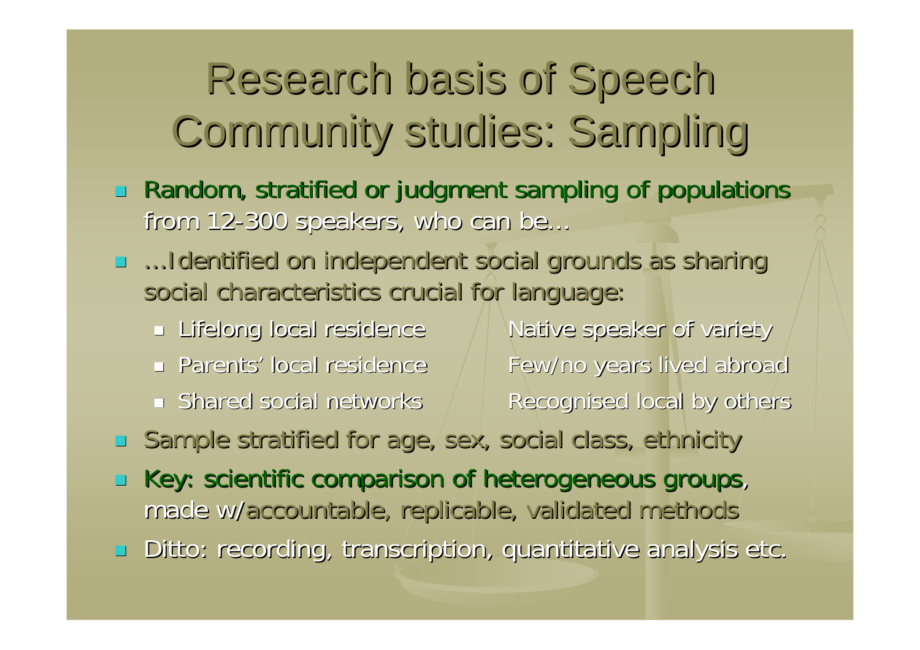# Research basis of Speech Community studies: Sampling

- Random, stratified or judgment sampling of populations from 12-300 speakers, who can be…
- …Identified on independent social grounds as sharing social characteristics crucial for language:
  - Lifelong local residence
  - Parents' local residence
  - Shared social networks
  - Native speaker of variety
  - Few/no years lived abroad
  - Recognised local by others
- Sample stratified for age, sex, social class, ethnicity
- Key: scientific comparison of heterogeneous groups, made w/accountable, replicable, validated methods
- Ditto: recording, transcription, quantitative analysis etc.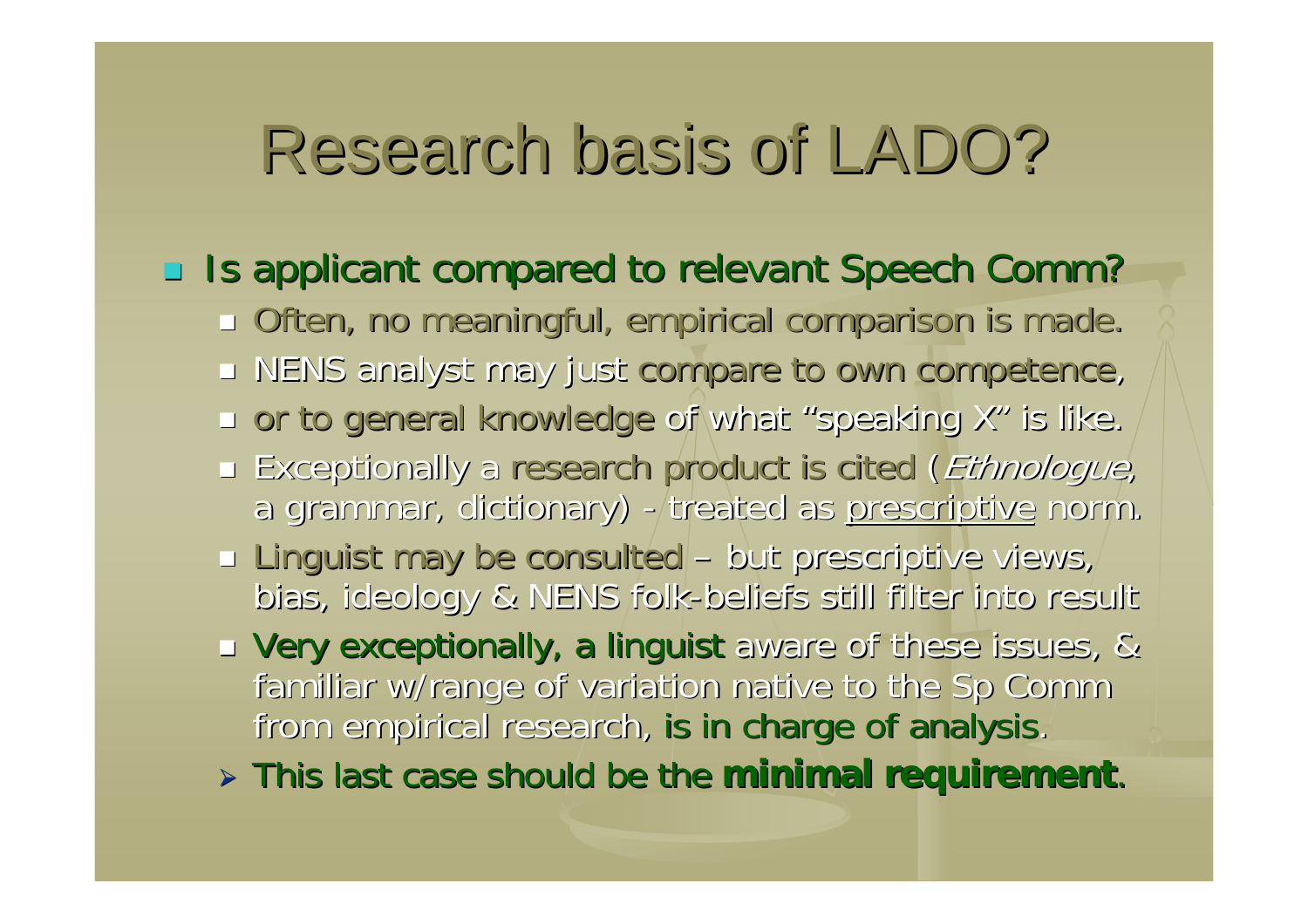# Research basis of LADO?

- Is applicant compared to relevant Speech Comm?
  - Often, no meaningful, empirical comparison is made.
  - NENS analyst may just compare to own competence,
  - or to general knowledge of what "speaking X" is like.
  - Exceptionally a research product is cited (*Ethnologue*, a grammar, dictionary) - treated as <u>prescriptive</u> norm.
  - Linguist may be consulted – but prescriptive views, bias, ideology & NENS folk-beliefs still filter into result
  - Very exceptionally, a linguist aware of these issues, & familiar w/range of variation native to the Sp Comm from empirical research, is in charge of analysis.
  - This last case should be the **minimal requirement**.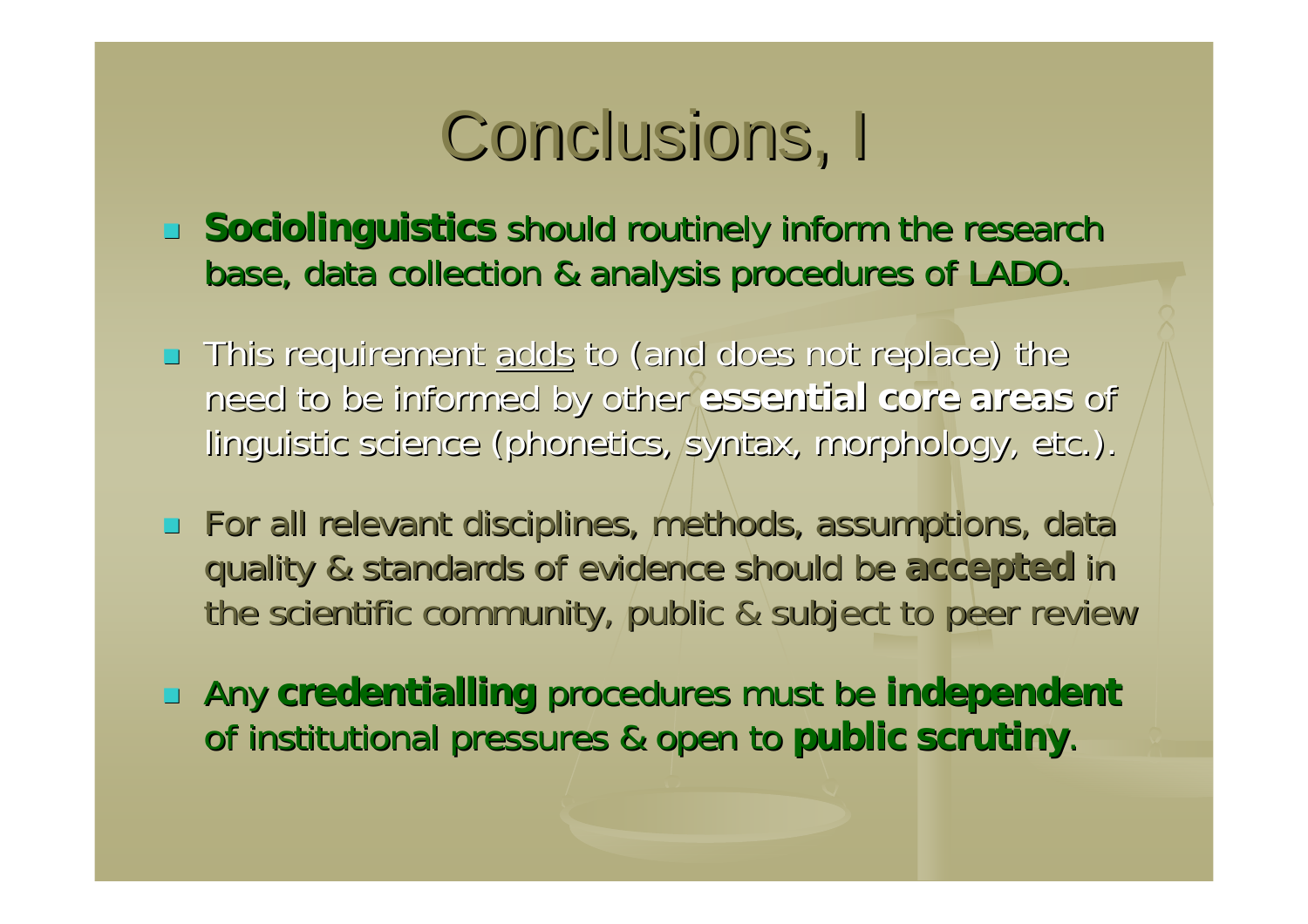# Conclusions, I

- **Sociolinguistics** should routinely inform the research base, data collection & analysis procedures of LADO.
- This requirement adds to (and does not replace) the need to be informed by other **essential core areas** of linguistic science (phonetics, syntax, morphology, etc.).
- For all relevant disciplines, methods, assumptions, data quality & standards of evidence should be **accepted** in the scientific community, public & subject to peer review
- Any **credentialling** procedures must be **independent** of institutional pressures & open to **public scrutiny**.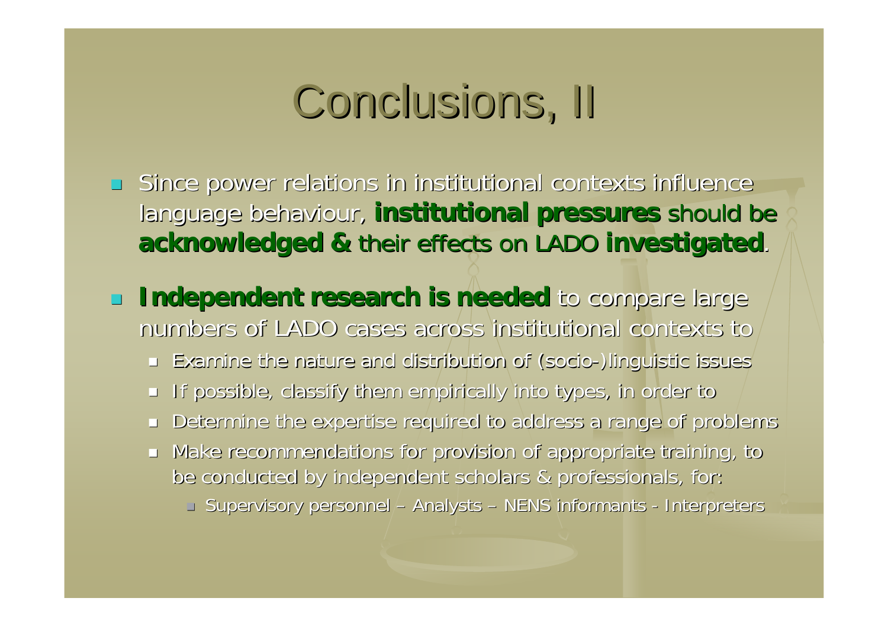# Conclusions, II

- Since power relations in institutional contexts influence language behaviour, **institutional pressures** should be **acknowledged &** their effects on LADO **investigated**.
- **Independent research is needed** to compare large numbers of LADO cases across institutional contexts to
  - Examine the nature and distribution of (socio-)linguistic issues
  - If possible, classify them empirically into types, in order to
  - Determine the expertise required to address a range of problems
  - Make recommendations for provision of appropriate training, to be conducted by independent scholars & professionals, for:
    - Supervisory personnel – Analysts – NENS informants - Interpreters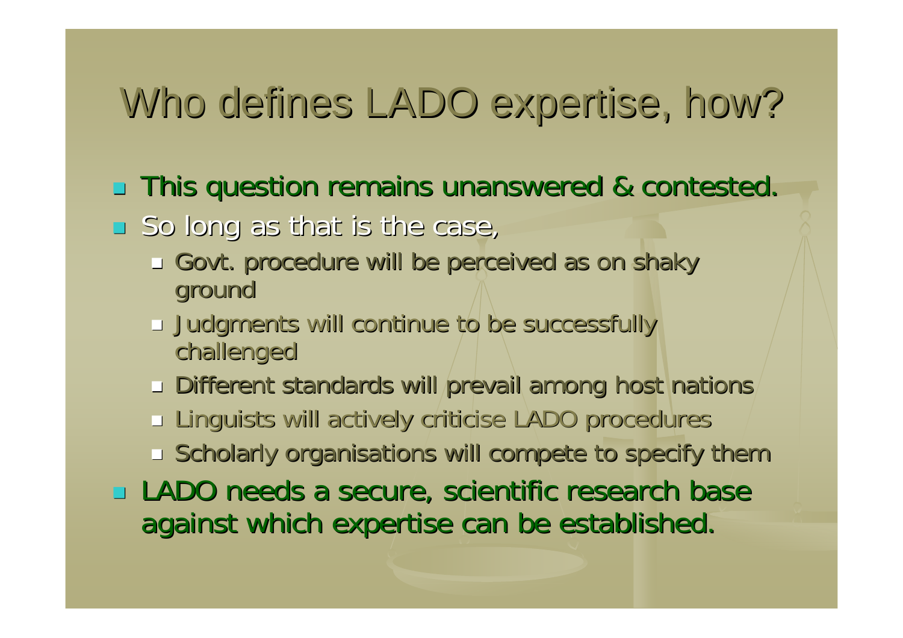# Who defines LADO expertise, how?

- This question remains unanswered & contested.
- So long as that is the case,
  - Govt. procedure will be perceived as on shaky ground
  - Judgments will continue to be successfully challenged
  - Different standards will prevail among host nations
  - Linguists will actively criticise LADO procedures
  - Scholarly organisations will compete to specify them
- LADO needs a secure, scientific research base against which expertise can be established.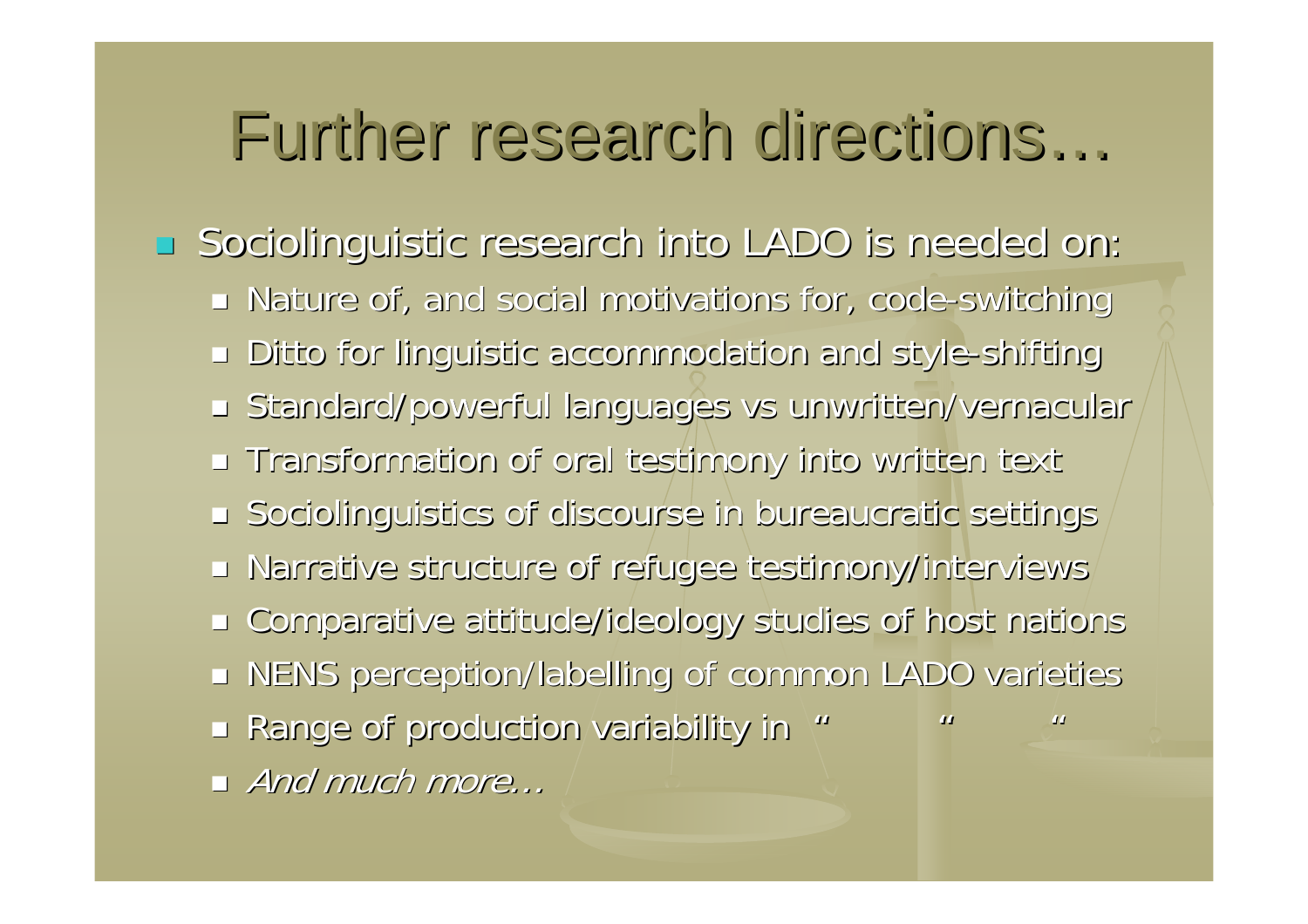# Further research directions…

- Sociolinguistic research into LADO is needed on:
  - Nature of, and social motivations for, code-switching
  - Ditto for linguistic accommodation and style-shifting
  - Standard/powerful languages vs unwritten/vernacular
  - Transformation of oral testimony into written text
  - Sociolinguistics of discourse in bureaucratic settings
  - Narrative structure of refugee testimony/interviews
  - Comparative attitude/ideology studies of host nations
  - NENS perception/labelling of common LADO varieties
  - Range of production variability in " " "
  - *And much more…*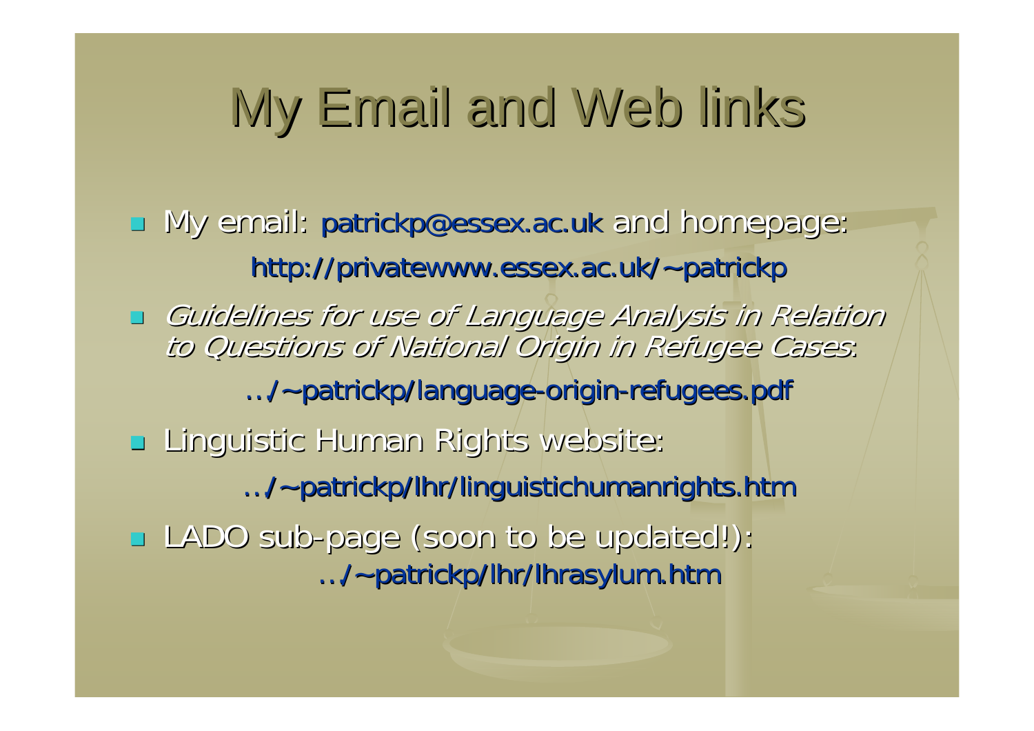# My Email and Web links

- My email: patrickp@essex.ac.uk and homepage:

  http://privatewww.essex.ac.uk/~patrickp

- *Guidelines for use of Language Analysis in Relation to Questions of National Origin in Refugee Cases*:

  …/~patrickp/language-origin-refugees.pdf

- Linguistic Human Rights website:

  …/~patrickp/lhr/linguistichumanrights.htm

- LADO sub-page (soon to be updated!):

  …/~patrickp/lhr/lhrasylum.htm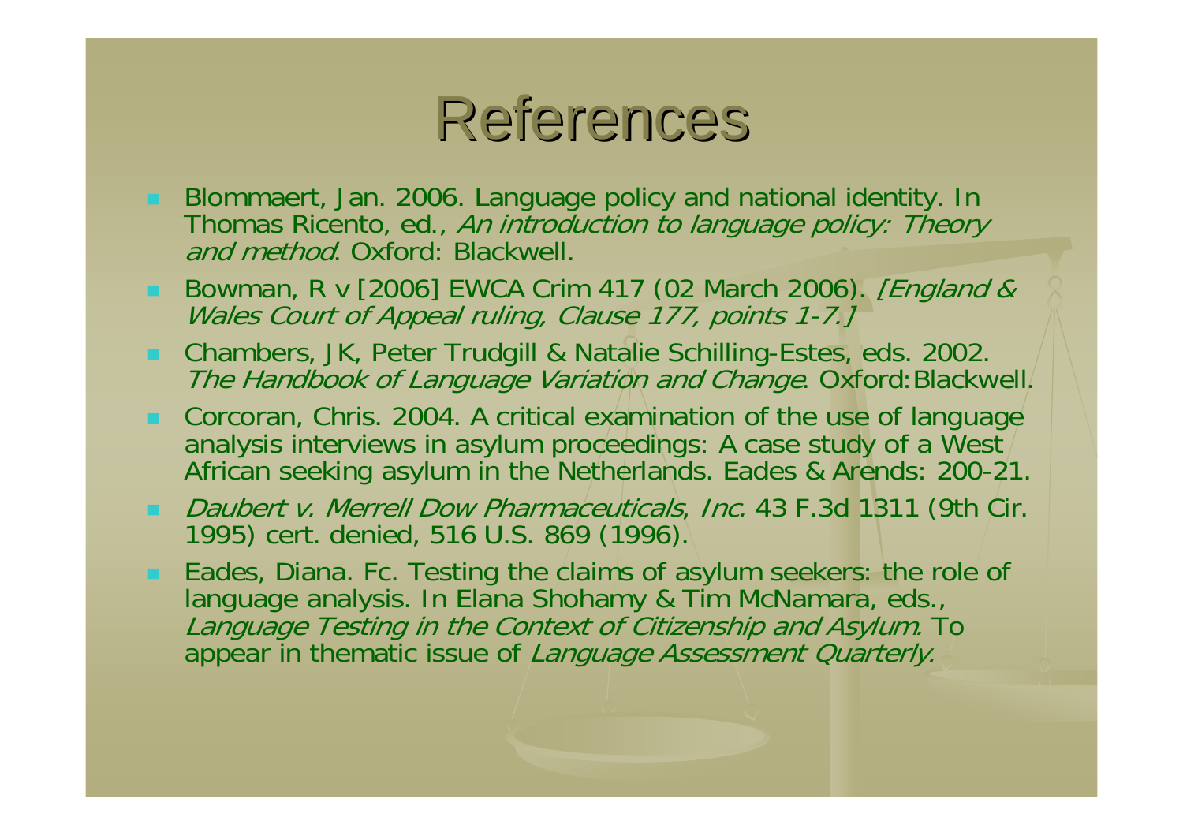# References

- Blommaert, Jan. 2006. Language policy and national identity. In Thomas Ricento, ed., *An introduction to language policy: Theory and method*. Oxford: Blackwell.
- Bowman, R v [2006] EWCA Crim 417 (02 March 2006). *[England & Wales Court of Appeal ruling, Clause 177, points 1-7.]*
- Chambers, JK, Peter Trudgill & Natalie Schilling-Estes, eds. 2002. *The Handbook of Language Variation and Change*. Oxford:Blackwell.
- Corcoran, Chris. 2004. A critical examination of the use of language analysis interviews in asylum proceedings: A case study of a West African seeking asylum in the Netherlands. Eades & Arends: 200-21.
- *Daubert v. Merrell Dow Pharmaceuticals*, *Inc.* 43 F.3d 1311 (9th Cir. 1995) cert. denied, 516 U.S. 869 (1996).
- Eades, Diana. Fc. Testing the claims of asylum seekers: the role of language analysis. In Elana Shohamy & Tim McNamara, eds., *Language Testing in the Context of Citizenship and Asylum.* To appear in thematic issue of *Language Assessment Quarterly.*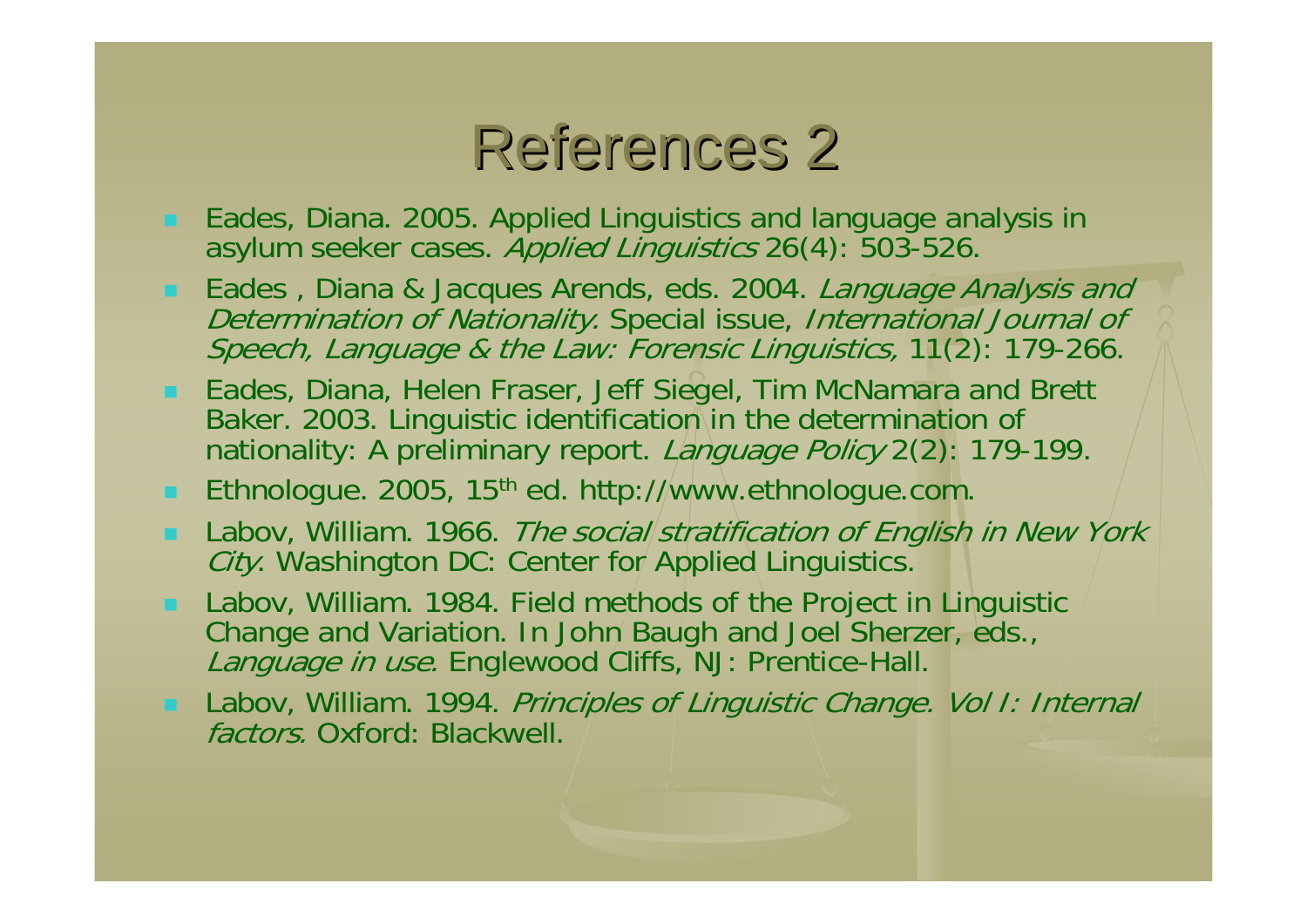# References 2

- Eades, Diana. 2005. Applied Linguistics and language analysis in asylum seeker cases. *Applied Linguistics* 26(4): 503-526.
- Eades , Diana & Jacques Arends, eds. 2004. *Language Analysis and Determination of Nationality.* Special issue, *International Journal of Speech, Language & the Law: Forensic Linguistics,* 11(2): 179-266.
- Eades, Diana, Helen Fraser, Jeff Siegel, Tim McNamara and Brett Baker. 2003. Linguistic identification in the determination of nationality: A preliminary report. *Language Policy* 2(2): 179-199.
- Ethnologue. 2005, 15th ed. http://www.ethnologue.com.
- Labov, William. 1966. *The social stratification of English in New York City.* Washington DC: Center for Applied Linguistics.
- Labov, William. 1984. Field methods of the Project in Linguistic Change and Variation. In John Baugh and Joel Sherzer, eds., *Language in use.* Englewood Cliffs, NJ: Prentice-Hall.
- Labov, William. 1994. *Principles of Linguistic Change. Vol I: Internal factors.* Oxford: Blackwell.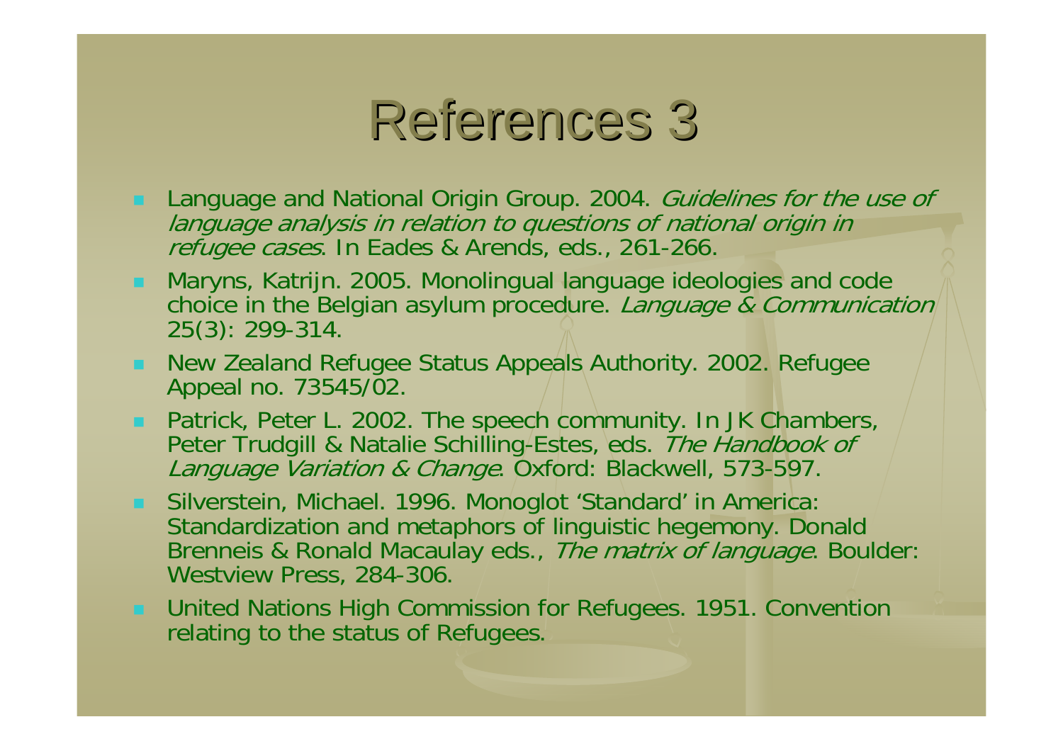# References 3

- Language and National Origin Group. 2004. *Guidelines for the use of language analysis in relation to questions of national origin in refugee cases*. In Eades & Arends, eds., 261-266.
- Maryns, Katrijn. 2005. Monolingual language ideologies and code choice in the Belgian asylum procedure. *Language & Communication* 25(3): 299-314.
- New Zealand Refugee Status Appeals Authority. 2002. Refugee Appeal no. 73545/02.
- Patrick, Peter L. 2002. The speech community. In JK Chambers, Peter Trudgill & Natalie Schilling-Estes, eds. *The Handbook of Language Variation & Change*. Oxford: Blackwell, 573-597.
- Silverstein, Michael. 1996. Monoglot 'Standard' in America: Standardization and metaphors of linguistic hegemony. Donald Brenneis & Ronald Macaulay eds., *The matrix of language*. Boulder: Westview Press, 284-306.
- United Nations High Commission for Refugees. 1951. Convention relating to the status of Refugees.